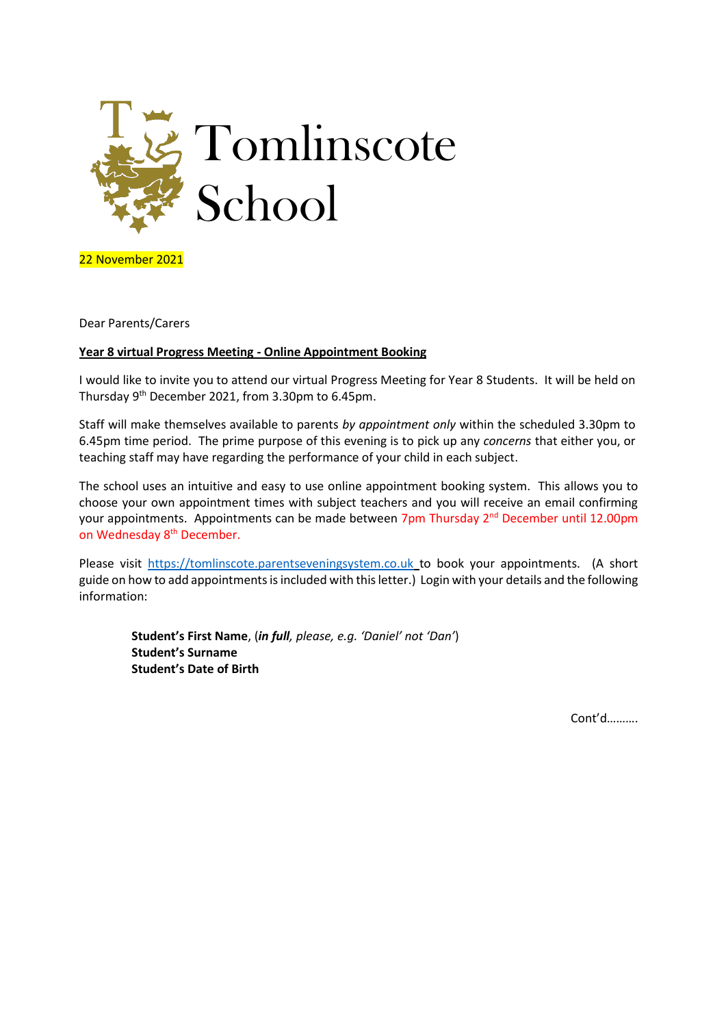# Tomlinscote School

22 November 2021

Dear Parents/Carers

**Year 8 virtual Progress Meeting - Online Appointment Booking**

I would like to invite you to attend our virtual Progress Meeting for Year 8 Students. It will be held on Thursday 9th December 2021, from 3.30pm to 6.45pm.

Staff will make themselves available to parents *by appointment only* within the scheduled 3.30pm to 6.45pm time period. The prime purpose of this evening is to pick up any *concerns* that either you, or teaching staff may have regarding the performance of your child in each subject.

The school uses an intuitive and easy to use online appointment booking system. This allows you to choose your own appointment times with subject teachers and you will receive an email confirming your appointments. Appointments can be made between 7pm Thursday 2nd December until 12.00pm on Wednesday 8th December.

Please visit https://tomlinscote.parentseveningsystem.co.uk to book your appointments. (A short guide on how to add appointments is included with this letter.) Login with your details and the following information:

> **Student's First Name**, (***in full**, please, e.g. 'Daniel' not 'Dan'*)
> **Student's Surname**
> **Student's Date of Birth**

Cont'd……….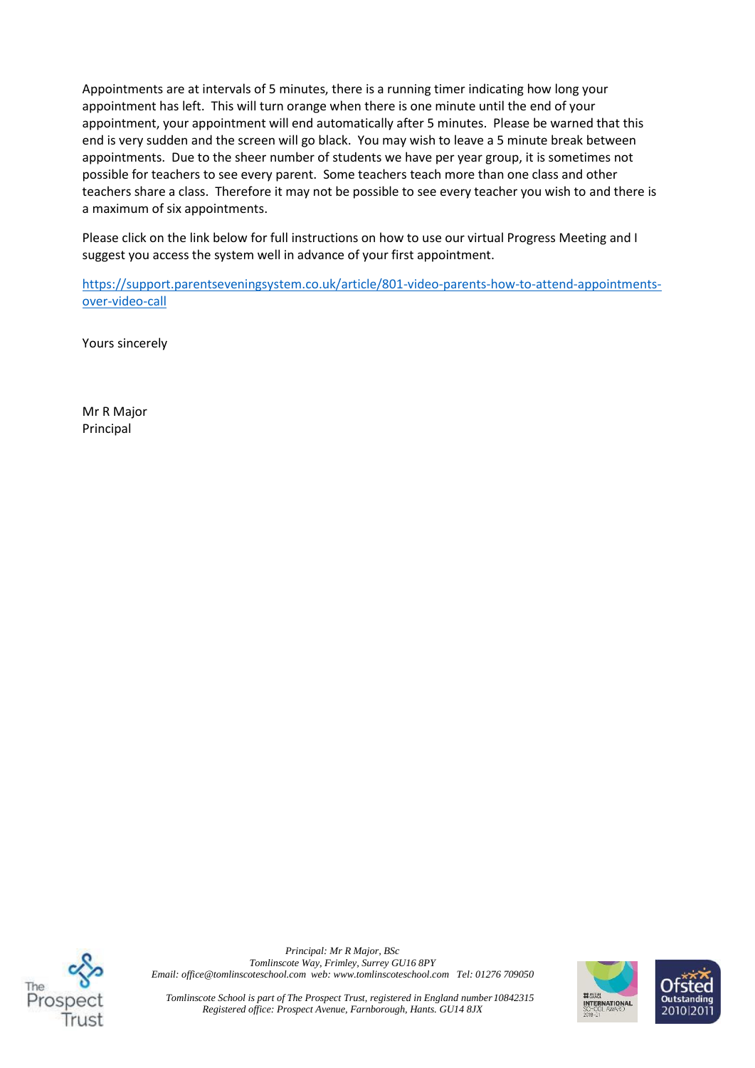Appointments are at intervals of 5 minutes, there is a running timer indicating how long your appointment has left. This will turn orange when there is one minute until the end of your appointment, your appointment will end automatically after 5 minutes. Please be warned that this end is very sudden and the screen will go black. You may wish to leave a 5 minute break between appointments. Due to the sheer number of students we have per year group, it is sometimes not possible for teachers to see every parent. Some teachers teach more than one class and other teachers share a class. Therefore it may not be possible to see every teacher you wish to and there is a maximum of six appointments.

Please click on the link below for full instructions on how to use our virtual Progress Meeting and I suggest you access the system well in advance of your first appointment.

https://support.parentseveningsystem.co.uk/article/801-video-parents-how-to-attend-appointments-over-video-call

Yours sincerely

Mr R Major
Principal

*Principal: Mr R Major, BSc*
*Tomlinscote Way, Frimley, Surrey GU16 8PY*
*Email: office@tomlinscoteschool.com web: www.tomlinscoteschool.com Tel: 01276 709050*

*Tomlinscote School is part of The Prospect Trust, registered in England number 10842315*
*Registered office: Prospect Avenue, Farnborough, Hants. GU14 8JX*